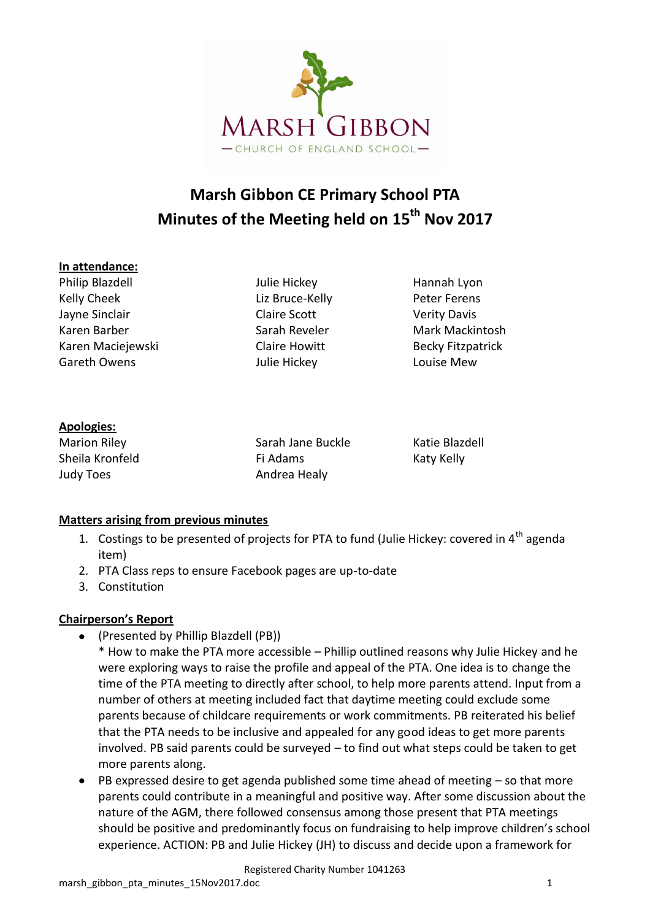# Marsh Gibbon CE Primary School PTA
## Minutes of the Meeting held on 15th Nov 2017

**In attendance:**

Philip Blazdell
Kelly Cheek
Jayne Sinclair
Karen Barber
Karen Maciejewski
Gareth Owens
Julie Hickey
Liz Bruce-Kelly
Claire Scott
Sarah Reveler
Claire Howitt
Julie Hickey
Hannah Lyon
Peter Ferens
Verity Davis
Mark Mackintosh
Becky Fitzpatrick
Louise Mew

**Apologies:**

Marion Riley
Sheila Kronfeld
Judy Toes
Sarah Jane Buckle
Fi Adams
Andrea Healy
Katie Blazdell
Katy Kelly

**Matters arising from previous minutes**

1. Costings to be presented of projects for PTA to fund (Julie Hickey: covered in 4th agenda item)
2. PTA Class reps to ensure Facebook pages are up-to-date
3. Constitution

**Chairperson's Report**

- (Presented by Phillip Blazdell (PB))
  * How to make the PTA more accessible – Phillip outlined reasons why Julie Hickey and he were exploring ways to raise the profile and appeal of the PTA. One idea is to change the time of the PTA meeting to directly after school, to help more parents attend. Input from a number of others at meeting included fact that daytime meeting could exclude some parents because of childcare requirements or work commitments. PB reiterated his belief that the PTA needs to be inclusive and appealed for any good ideas to get more parents involved. PB said parents could be surveyed – to find out what steps could be taken to get more parents along.
- PB expressed desire to get agenda published some time ahead of meeting – so that more parents could contribute in a meaningful and positive way. After some discussion about the nature of the AGM, there followed consensus among those present that PTA meetings should be positive and predominantly focus on fundraising to help improve children's school experience. ACTION: PB and Julie Hickey (JH) to discuss and decide upon a framework for

Registered Charity Number 1041263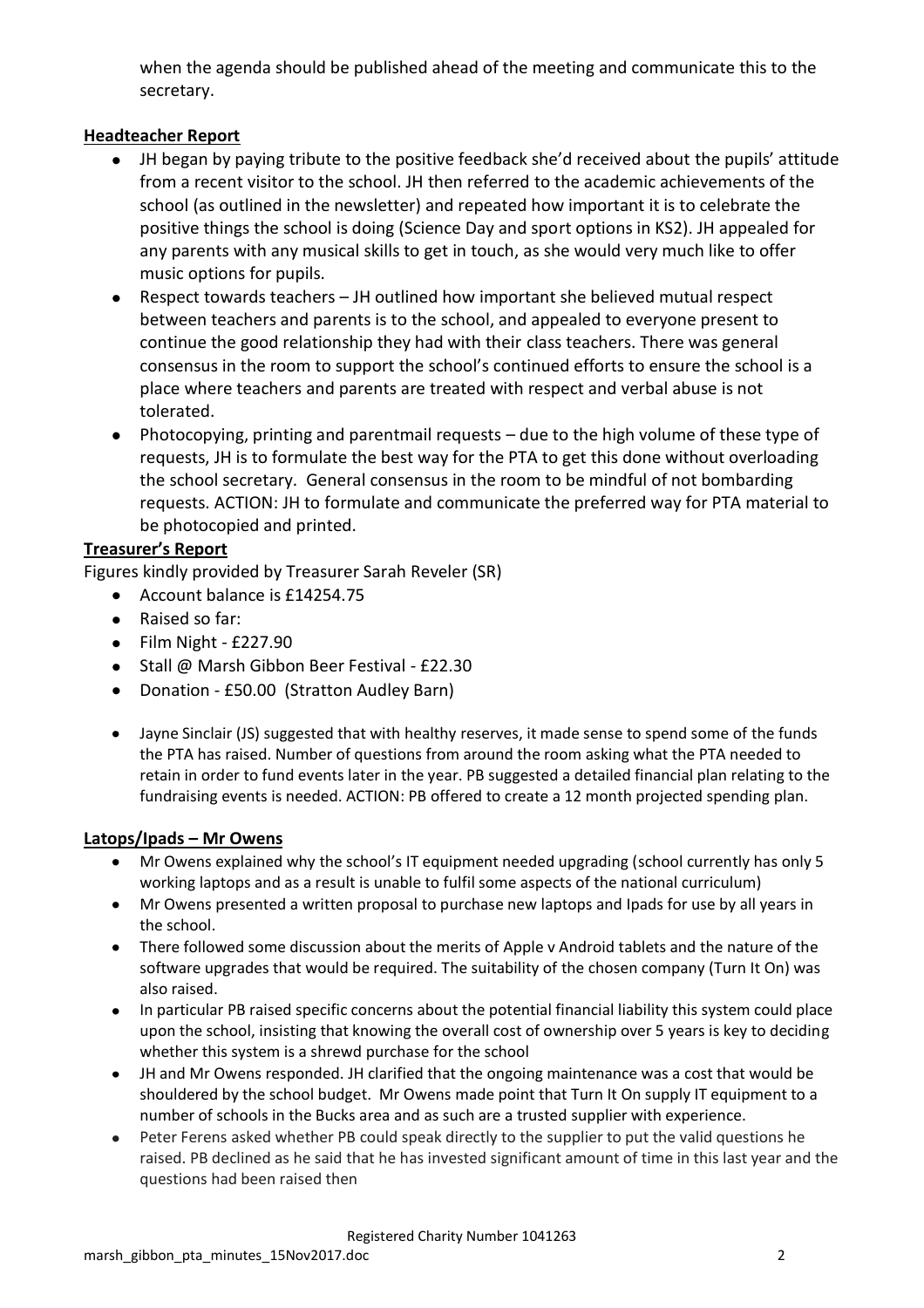when the agenda should be published ahead of the meeting and communicate this to the secretary.

**Headteacher Report**

- JH began by paying tribute to the positive feedback she'd received about the pupils' attitude from a recent visitor to the school. JH then referred to the academic achievements of the school (as outlined in the newsletter) and repeated how important it is to celebrate the positive things the school is doing (Science Day and sport options in KS2). JH appealed for any parents with any musical skills to get in touch, as she would very much like to offer music options for pupils.
- Respect towards teachers – JH outlined how important she believed mutual respect between teachers and parents is to the school, and appealed to everyone present to continue the good relationship they had with their class teachers. There was general consensus in the room to support the school's continued efforts to ensure the school is a place where teachers and parents are treated with respect and verbal abuse is not tolerated.
- Photocopying, printing and parentmail requests – due to the high volume of these type of requests, JH is to formulate the best way for the PTA to get this done without overloading the school secretary. General consensus in the room to be mindful of not bombarding requests. ACTION: JH to formulate and communicate the preferred way for PTA material to be photocopied and printed.

**Treasurer's Report**

Figures kindly provided by Treasurer Sarah Reveler (SR)

- Account balance is £14254.75
- Raised so far:
- Film Night - £227.90
- Stall @ Marsh Gibbon Beer Festival - £22.30
- Donation - £50.00 (Stratton Audley Barn)

- Jayne Sinclair (JS) suggested that with healthy reserves, it made sense to spend some of the funds the PTA has raised. Number of questions from around the room asking what the PTA needed to retain in order to fund events later in the year. PB suggested a detailed financial plan relating to the fundraising events is needed. ACTION: PB offered to create a 12 month projected spending plan.

**Latops/Ipads – Mr Owens**

- Mr Owens explained why the school's IT equipment needed upgrading (school currently has only 5 working laptops and as a result is unable to fulfil some aspects of the national curriculum)
- Mr Owens presented a written proposal to purchase new laptops and Ipads for use by all years in the school.
- There followed some discussion about the merits of Apple v Android tablets and the nature of the software upgrades that would be required. The suitability of the chosen company (Turn It On) was also raised.
- In particular PB raised specific concerns about the potential financial liability this system could place upon the school, insisting that knowing the overall cost of ownership over 5 years is key to deciding whether this system is a shrewd purchase for the school
- JH and Mr Owens responded. JH clarified that the ongoing maintenance was a cost that would be shouldered by the school budget. Mr Owens made point that Turn It On supply IT equipment to a number of schools in the Bucks area and as such are a trusted supplier with experience.
- Peter Ferens asked whether PB could speak directly to the supplier to put the valid questions he raised. PB declined as he said that he has invested significant amount of time in this last year and the questions had been raised then

Registered Charity Number 1041263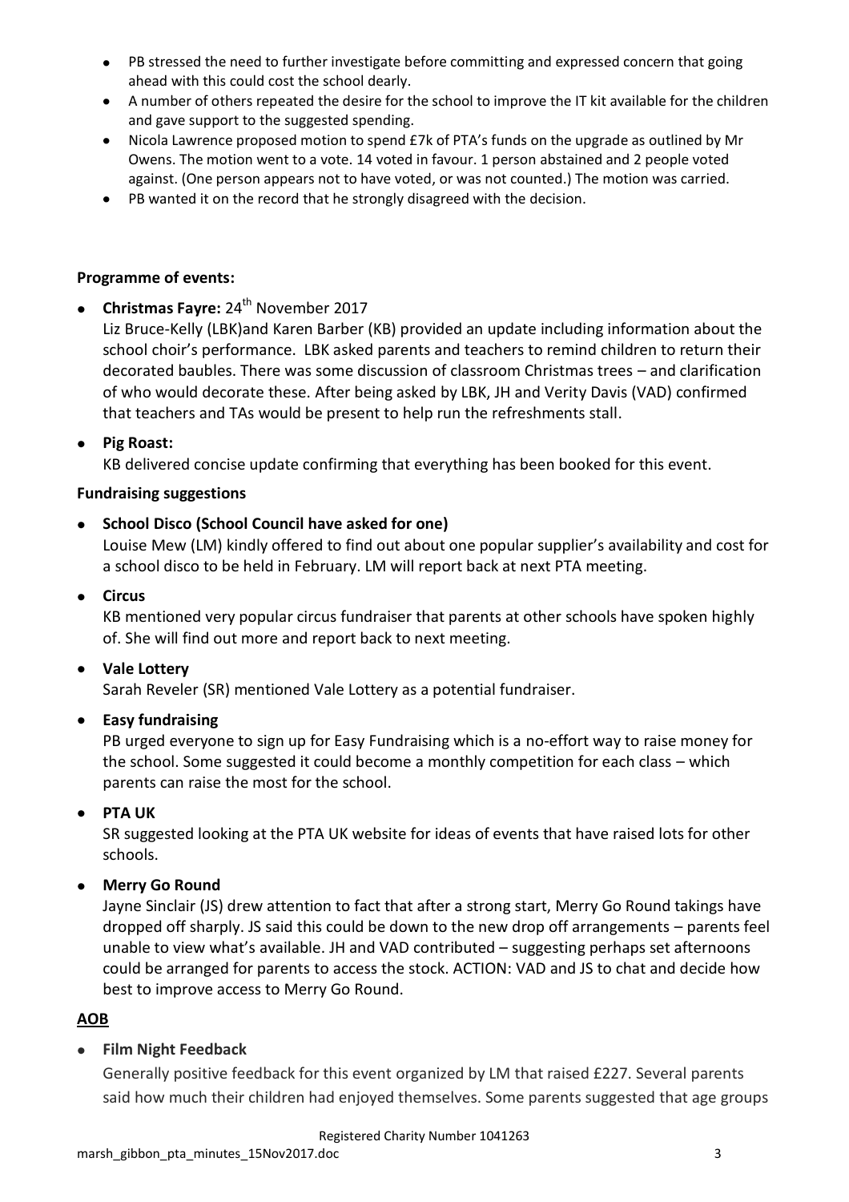- PB stressed the need to further investigate before committing and expressed concern that going ahead with this could cost the school dearly.
- A number of others repeated the desire for the school to improve the IT kit available for the children and gave support to the suggested spending.
- Nicola Lawrence proposed motion to spend £7k of PTA's funds on the upgrade as outlined by Mr Owens. The motion went to a vote. 14 voted in favour. 1 person abstained and 2 people voted against. (One person appears not to have voted, or was not counted.) The motion was carried.
- PB wanted it on the record that he strongly disagreed with the decision.

**Programme of events:**

- **Christmas Fayre:** 24th November 2017

  Liz Bruce-Kelly (LBK)and Karen Barber (KB) provided an update including information about the school choir's performance. LBK asked parents and teachers to remind children to return their decorated baubles. There was some discussion of classroom Christmas trees – and clarification of who would decorate these. After being asked by LBK, JH and Verity Davis (VAD) confirmed that teachers and TAs would be present to help run the refreshments stall.

- **Pig Roast:**

  KB delivered concise update confirming that everything has been booked for this event.

**Fundraising suggestions**

- **School Disco (School Council have asked for one)**

  Louise Mew (LM) kindly offered to find out about one popular supplier's availability and cost for a school disco to be held in February. LM will report back at next PTA meeting.

- **Circus**

  KB mentioned very popular circus fundraiser that parents at other schools have spoken highly of. She will find out more and report back to next meeting.

- **Vale Lottery**

  Sarah Reveler (SR) mentioned Vale Lottery as a potential fundraiser.

- **Easy fundraising**

  PB urged everyone to sign up for Easy Fundraising which is a no-effort way to raise money for the school. Some suggested it could become a monthly competition for each class – which parents can raise the most for the school.

- **PTA UK**

  SR suggested looking at the PTA UK website for ideas of events that have raised lots for other schools.

- **Merry Go Round**

  Jayne Sinclair (JS) drew attention to fact that after a strong start, Merry Go Round takings have dropped off sharply. JS said this could be down to the new drop off arrangements – parents feel unable to view what's available. JH and VAD contributed – suggesting perhaps set afternoons could be arranged for parents to access the stock. ACTION: VAD and JS to chat and decide how best to improve access to Merry Go Round.

**AOB**

- **Film Night Feedback**

  Generally positive feedback for this event organized by LM that raised £227. Several parents said how much their children had enjoyed themselves. Some parents suggested that age groups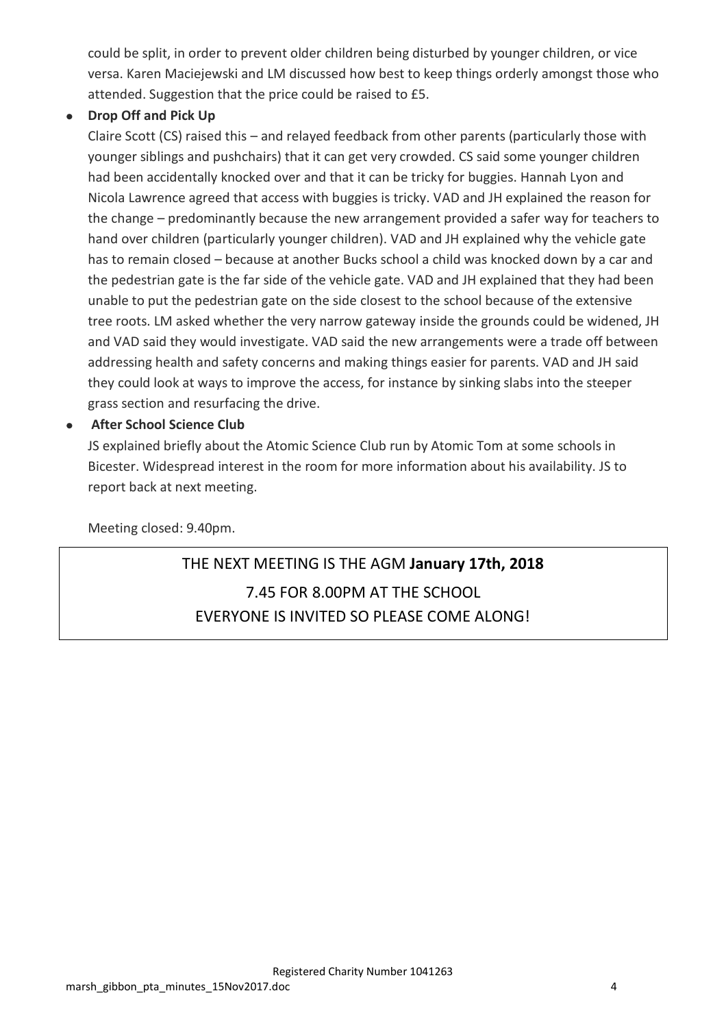could be split, in order to prevent older children being disturbed by younger children, or vice versa. Karen Maciejewski and LM discussed how best to keep things orderly amongst those who attended. Suggestion that the price could be raised to £5.

- **Drop Off and Pick Up**

  Claire Scott (CS) raised this – and relayed feedback from other parents (particularly those with younger siblings and pushchairs) that it can get very crowded. CS said some younger children had been accidentally knocked over and that it can be tricky for buggies. Hannah Lyon and Nicola Lawrence agreed that access with buggies is tricky. VAD and JH explained the reason for the change – predominantly because the new arrangement provided a safer way for teachers to hand over children (particularly younger children). VAD and JH explained why the vehicle gate has to remain closed – because at another Bucks school a child was knocked down by a car and the pedestrian gate is the far side of the vehicle gate. VAD and JH explained that they had been unable to put the pedestrian gate on the side closest to the school because of the extensive tree roots. LM asked whether the very narrow gateway inside the grounds could be widened, JH and VAD said they would investigate. VAD said the new arrangements were a trade off between addressing health and safety concerns and making things easier for parents. VAD and JH said they could look at ways to improve the access, for instance by sinking slabs into the steeper grass section and resurfacing the drive.

- **After School Science Club**

  JS explained briefly about the Atomic Science Club run by Atomic Tom at some schools in Bicester. Widespread interest in the room for more information about his availability. JS to report back at next meeting.

Meeting closed: 9.40pm.

THE NEXT MEETING IS THE AGM **January 17th, 2018**

7.45 FOR 8.00PM AT THE SCHOOL

EVERYONE IS INVITED SO PLEASE COME ALONG!

Registered Charity Number 1041263